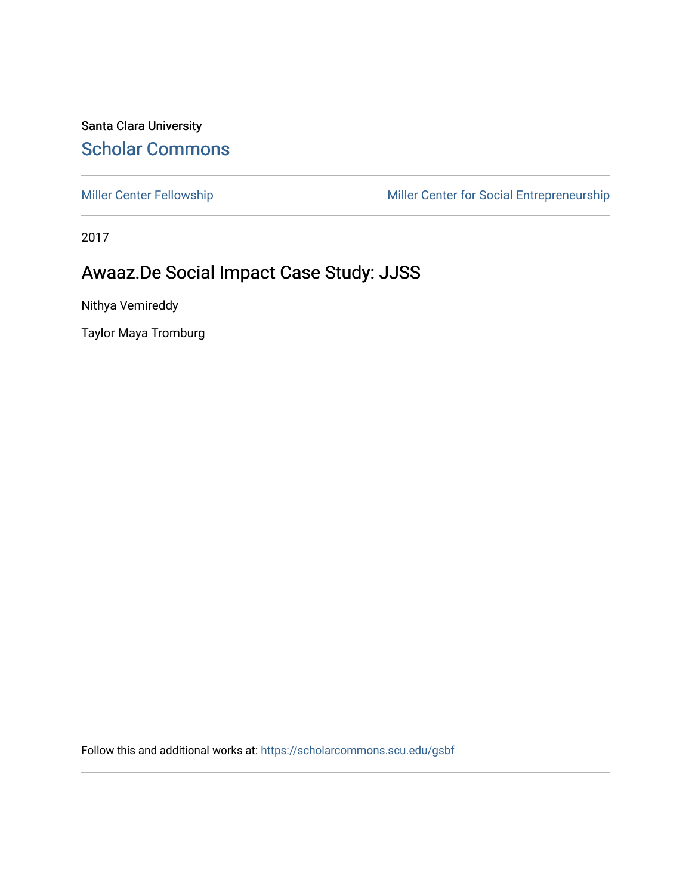Santa Clara University

## Scholar Commons

Miller Center Fellowship — Miller Center for Social Entrepreneurship

2017

# Awaaz.De Social Impact Case Study: JJSS

Nithya Vemireddy

Taylor Maya Tromburg

Follow this and additional works at: https://scholarcommons.scu.edu/gsbf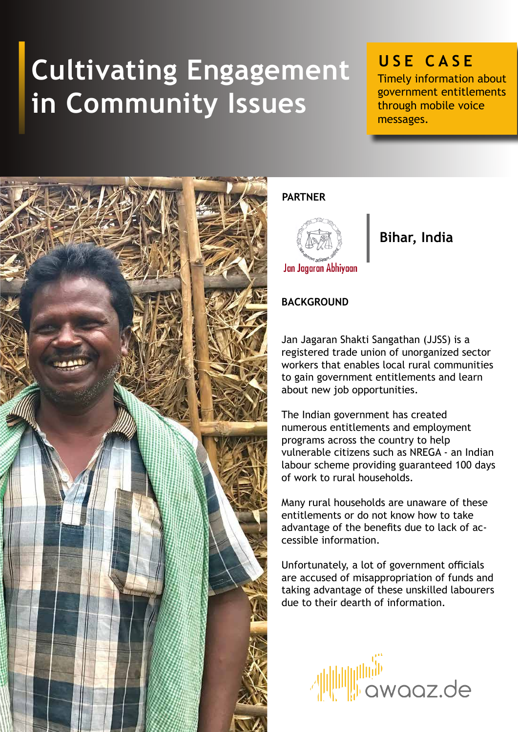# Cultivating Engagement in Community Issues

## USE CASE

Timely information about government entitlements through mobile voice messages.

### PARTNER

Jan Jagaran Abhiyaan

**Bihar, India**

### BACKGROUND

Jan Jagaran Shakti Sangathan (JJSS) is a registered trade union of unorganized sector workers that enables local rural communities to gain government entitlements and learn about new job opportunities.

The Indian government has created numerous entitlements and employment programs across the country to help vulnerable citizens such as NREGA - an Indian labour scheme providing guaranteed 100 days of work to rural households.

Many rural households are unaware of these entitlements or do not know how to take advantage of the benefits due to lack of accessible information.

Unfortunately, a lot of government officials are accused of misappropriation of funds and taking advantage of these unskilled labourers due to their dearth of information.

awaaz.de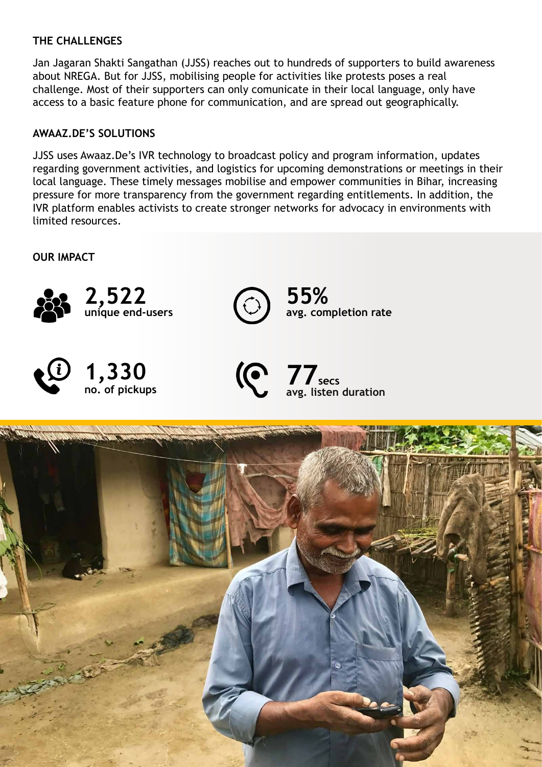## THE CHALLENGES

Jan Jagaran Shakti Sangathan (JJSS) reaches out to hundreds of supporters to build awareness about NREGA. But for JJSS, mobilising people for activities like protests poses a real challenge. Most of their supporters can only comunicate in their local language, only have access to a basic feature phone for communication, and are spread out geographically.

## AWAAZ.DE'S SOLUTIONS

JJSS uses Awaaz.De's IVR technology to broadcast policy and program information, updates regarding government activities, and logistics for upcoming demonstrations or meetings in their local language. These timely messages mobilise and empower communities in Bihar, increasing pressure for more transparency from the government regarding entitlements. In addition, the IVR platform enables activists to create stronger networks for advocacy in environments with limited resources.

## OUR IMPACT

**2,522**
**unique end-users**

**55%**
**avg. completion rate**

**1,330**
**no. of pickups**

**77** **secs**
**avg. listen duration**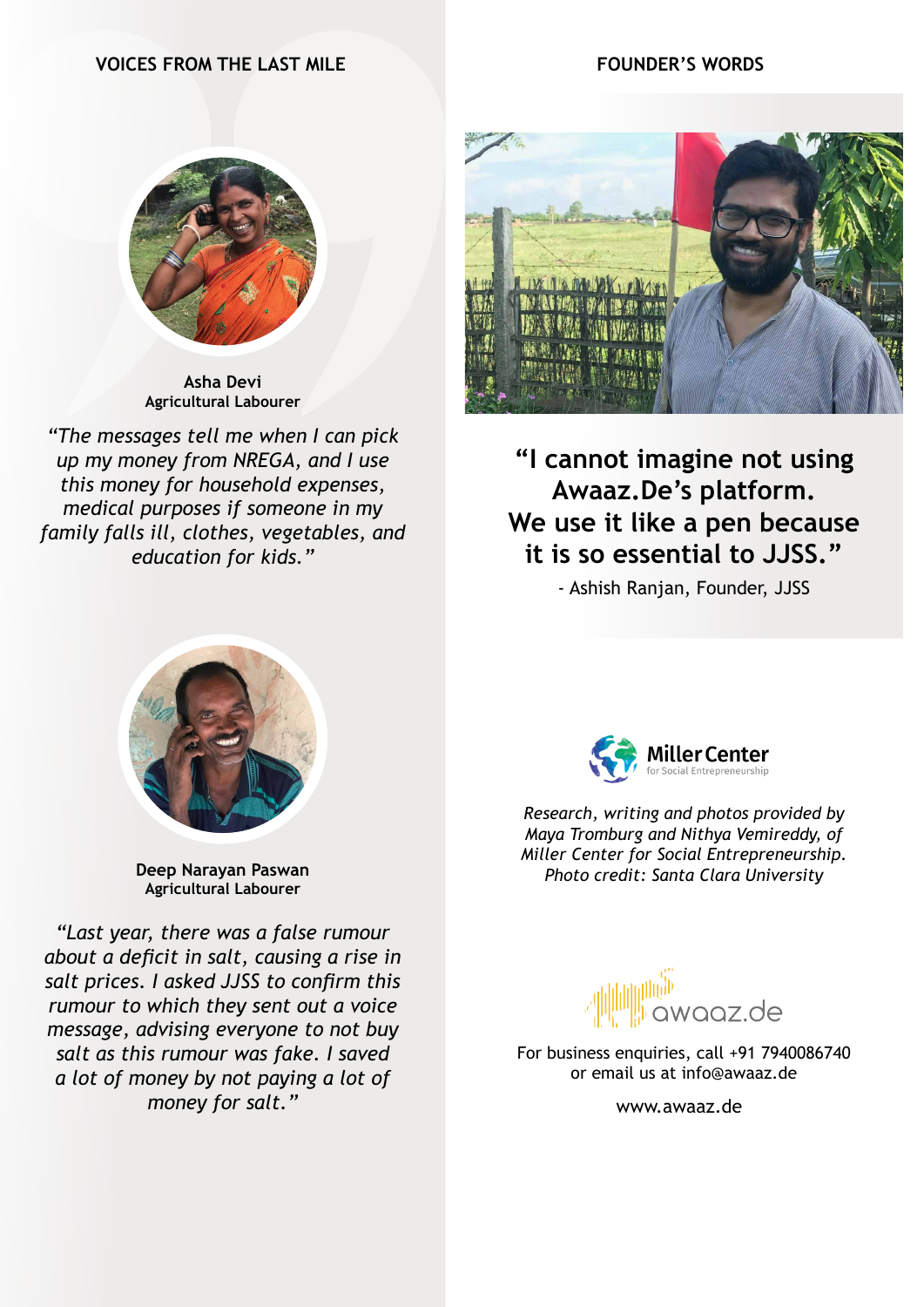## VOICES FROM THE LAST MILE

**Asha Devi**
**Agricultural Labourer**

*"The messages tell me when I can pick up my money from NREGA, and I use this money for household expenses, medical purposes if someone in my family falls ill, clothes, vegetables, and education for kids."*

**Deep Narayan Paswan**
**Agricultural Labourer**

*"Last year, there was a false rumour about a deficit in salt, causing a rise in salt prices. I asked JJSS to confirm this rumour to which they sent out a voice message, advising everyone to not buy salt as this rumour was fake. I saved a lot of money by not paying a lot of money for salt."*

## FOUNDER'S WORDS

**"I cannot imagine not using Awaaz.De's platform. We use it like a pen because it is so essential to JJSS."**

- Ashish Ranjan, Founder, JJSS

Miller Center for Social Entrepreneurship

*Research, writing and photos provided by Maya Tromburg and Nithya Vemireddy, of Miller Center for Social Entrepreneurship. Photo credit: Santa Clara University*

awaaz.de

For business enquiries, call +91 7940086740 or email us at info@awaaz.de

www.awaaz.de